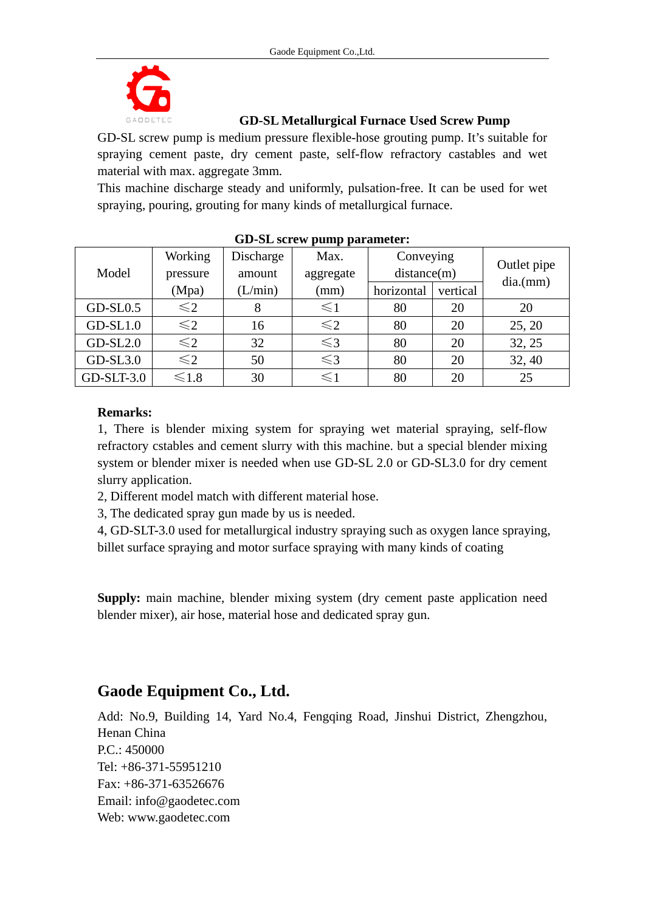# GD-SL Metallurgical Furnace Used Screw Pump

GD-SL screw pump is medium pressure flexible-hose grouting pump. It's suitable for spraying cement paste, dry cement paste, self-flow refractory castables and wet material with max. aggregate 3mm.

This machine discharge steady and uniformly, pulsation-free. It can be used for wet spraying, pouring, grouting for many kinds of metallurgical furnace.

**GD-SL screw pump parameter:**

| Model | Working pressure (Mpa) | Discharge amount (L/min) | Max. aggregate (mm) | Conveying distance(m) | | Outlet pipe dia.(mm) |
|---|---|---|---|---|---|---|
| | | | | horizontal | vertical | |
| GD-SL0.5 | ⩽2 | 8 | ⩽1 | 80 | 20 | 20 |
| GD-SL1.0 | ⩽2 | 16 | ⩽2 | 80 | 20 | 25, 20 |
| GD-SL2.0 | ⩽2 | 32 | ⩽3 | 80 | 20 | 32, 25 |
| GD-SL3.0 | ⩽2 | 50 | ⩽3 | 80 | 20 | 32, 40 |
| GD-SLT-3.0 | ⩽1.8 | 30 | ⩽1 | 80 | 20 | 25 |

**Remarks:**

1, There is blender mixing system for spraying wet material spraying, self-flow refractory cstables and cement slurry with this machine. but a special blender mixing system or blender mixer is needed when use GD-SL 2.0 or GD-SL3.0 for dry cement slurry application.

2, Different model match with different material hose.

3, The dedicated spray gun made by us is needed.

4, GD-SLT-3.0 used for metallurgical industry spraying such as oxygen lance spraying, billet surface spraying and motor surface spraying with many kinds of coating

**Supply:** main machine, blender mixing system (dry cement paste application need blender mixer), air hose, material hose and dedicated spray gun.

## Gaode Equipment Co., Ltd.

Add: No.9, Building 14, Yard No.4, Fengqing Road, Jinshui District, Zhengzhou, Henan China

P.C.: 450000

Tel: +86-371-55951210

Fax: +86-371-63526676

Email: info@gaodetec.com

Web: www.gaodetec.com